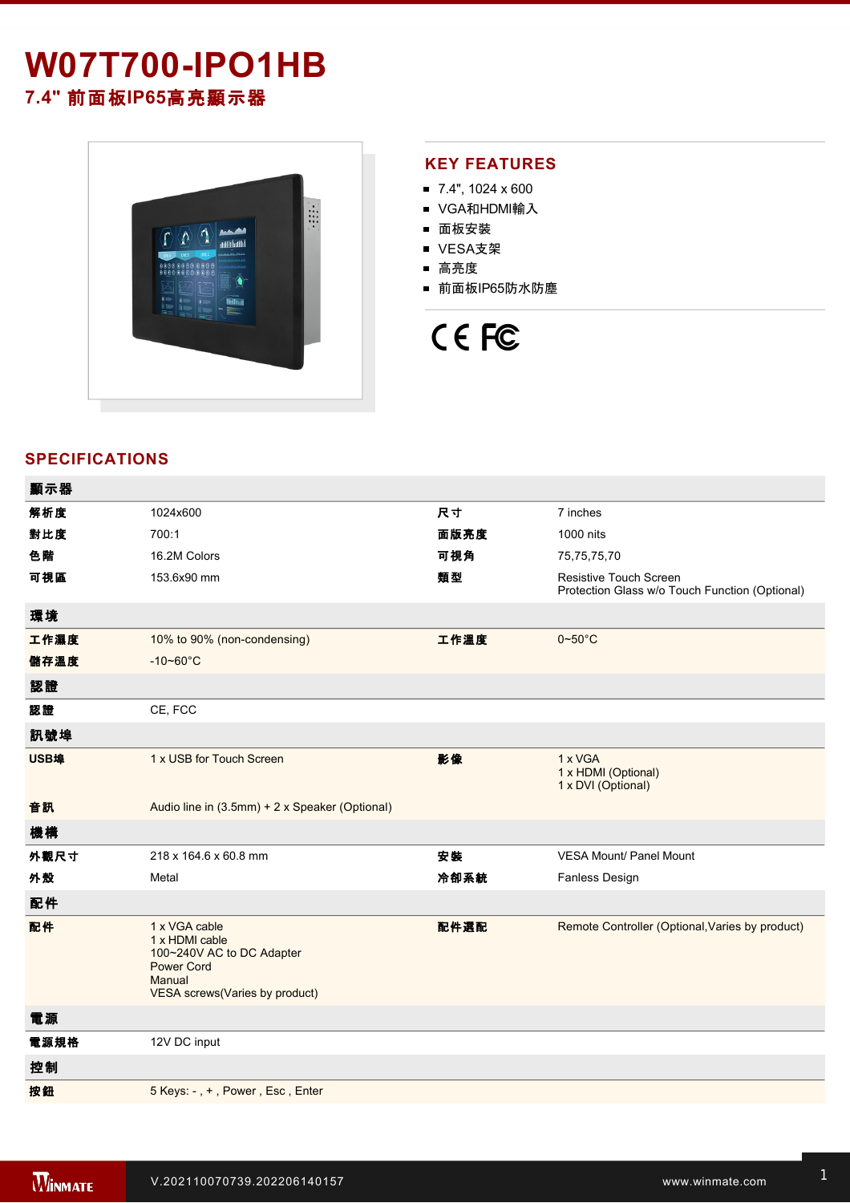# W07T700-IPO1HB

## 7.4" 前面板IP65高亮顯示器

## KEY FEATURES

- 7.4", 1024 x 600
- VGA和HDMI輸入
- 面板安裝
- VESA支架
- 高亮度
- 前面板IP65防水防塵

## SPECIFICATIONS

| 顯示器 | | | |
|---|---|---|---|
| 解析度 | 1024x600 | 尺寸 | 7 inches |
| 對比度 | 700:1 | 面版亮度 | 1000 nits |
| 色階 | 16.2M Colors | 可視角 | 75,75,75,70 |
| 可視區 | 153.6x90 mm | 類型 | Resistive Touch Screen<br>Protection Glass w/o Touch Function (Optional) |
| **環境** | | | |
| 工作濕度 | 10% to 90% (non-condensing) | 工作溫度 | 0~50°C |
| 儲存溫度 | -10~60°C | | |
| **認證** | | | |
| 認證 | CE, FCC | | |
| **訊號埠** | | | |
| USB埠 | 1 x USB for Touch Screen | 影像 | 1 x VGA<br>1 x HDMI (Optional)<br>1 x DVI (Optional) |
| 音訊 | Audio line in (3.5mm) + 2 x Speaker (Optional) | | |
| **機構** | | | |
| 外觀尺寸 | 218 x 164.6 x 60.8 mm | 安裝 | VESA Mount/ Panel Mount |
| 外殼 | Metal | 冷卻系統 | Fanless Design |
| **配件** | | | |
| 配件 | 1 x VGA cable<br>1 x HDMI cable<br>100~240V AC to DC Adapter<br>Power Cord<br>Manual<br>VESA screws(Varies by product) | 配件選配 | Remote Controller (Optional,Varies by product) |
| **電源** | | | |
| 電源規格 | 12V DC input | | |
| **控制** | | | |
| 按鈕 | 5 Keys: - , + , Power , Esc , Enter | | |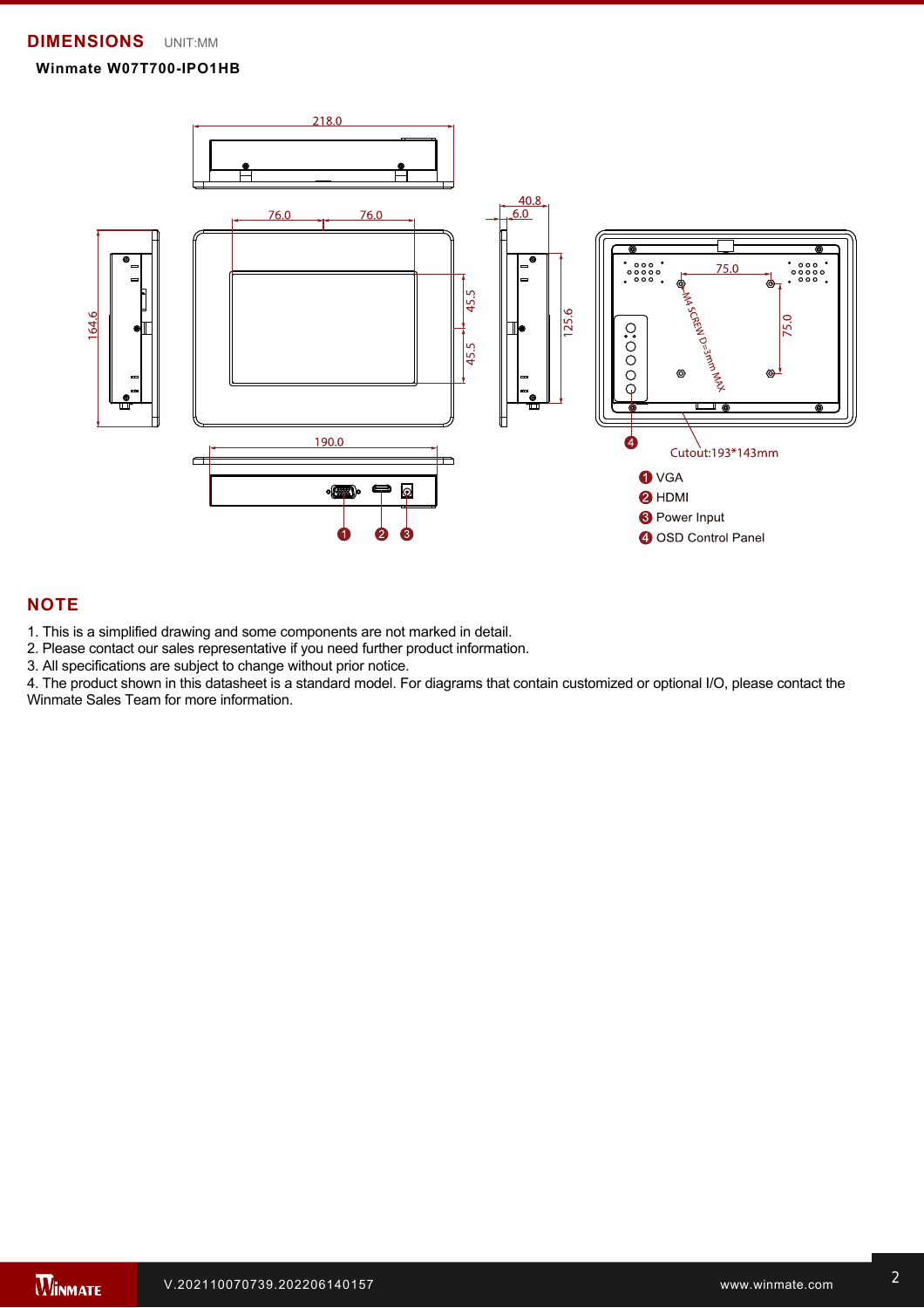## DIMENSIONS UNIT:MM

**Winmate W07T700-IPO1HB**

218.0

76.0 76.0

40.8

6.0

164.6

45.5

45.5

125.6

75.0

M4 SCREW D=3mm MAX

75.0

190.0

Cutout:193*143mm

1 VGA
2 HDMI
3 Power Input
4 OSD Control Panel

## NOTE

1. This is a simplified drawing and some components are not marked in detail.
2. Please contact our sales representative if you need further product information.
3. All specifications are subject to change without prior notice.
4. The product shown in this datasheet is a standard model. For diagrams that contain customized or optional I/O, please contact the Winmate Sales Team for more information.